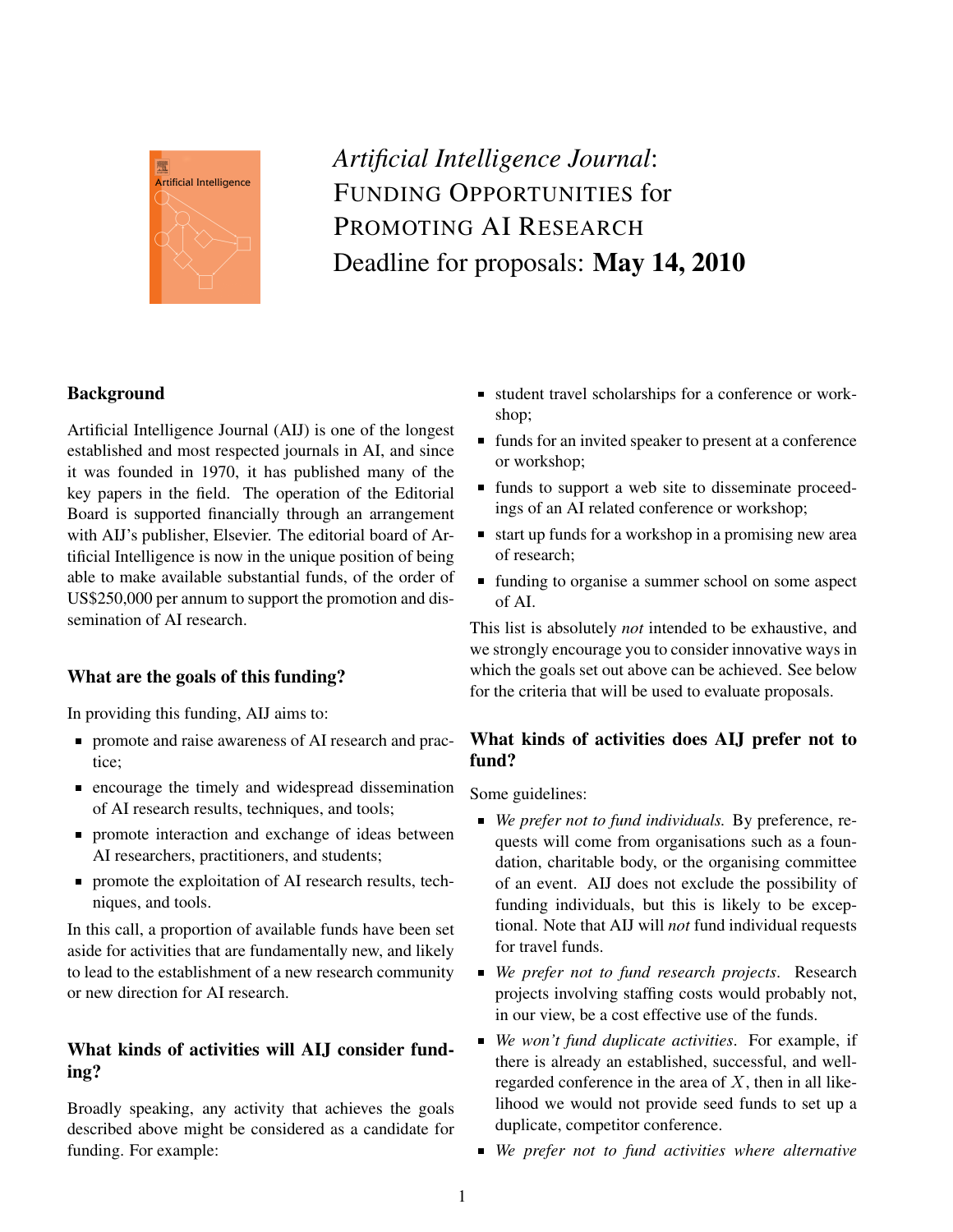# *Artificial Intelligence Journal*: FUNDING OPPORTUNITIES for PROMOTING AI RESEARCH

Deadline for proposals: **May 14, 2010**

## Background

Artificial Intelligence Journal (AIJ) is one of the longest established and most respected journals in AI, and since it was founded in 1970, it has published many of the key papers in the field. The operation of the Editorial Board is supported financially through an arrangement with AIJ's publisher, Elsevier. The editorial board of Artificial Intelligence is now in the unique position of being able to make available substantial funds, of the order of US$250,000 per annum to support the promotion and dissemination of AI research.

## What are the goals of this funding?

In providing this funding, AIJ aims to:

- promote and raise awareness of AI research and practice;
- encourage the timely and widespread dissemination of AI research results, techniques, and tools;
- promote interaction and exchange of ideas between AI researchers, practitioners, and students;
- promote the exploitation of AI research results, techniques, and tools.

In this call, a proportion of available funds have been set aside for activities that are fundamentally new, and likely to lead to the establishment of a new research community or new direction for AI research.

## What kinds of activities will AIJ consider funding?

Broadly speaking, any activity that achieves the goals described above might be considered as a candidate for funding. For example:

- student travel scholarships for a conference or workshop;
- funds for an invited speaker to present at a conference or workshop;
- funds to support a web site to disseminate proceedings of an AI related conference or workshop;
- start up funds for a workshop in a promising new area of research;
- funding to organise a summer school on some aspect of AI.

This list is absolutely *not* intended to be exhaustive, and we strongly encourage you to consider innovative ways in which the goals set out above can be achieved. See below for the criteria that will be used to evaluate proposals.

## What kinds of activities does AIJ prefer not to fund?

Some guidelines:

- *We prefer not to fund individuals.* By preference, requests will come from organisations such as a foundation, charitable body, or the organising committee of an event. AIJ does not exclude the possibility of funding individuals, but this is likely to be exceptional. Note that AIJ will *not* fund individual requests for travel funds.
- *We prefer not to fund research projects*. Research projects involving staffing costs would probably not, in our view, be a cost effective use of the funds.
- *We won't fund duplicate activities*. For example, if there is already an established, successful, and well-regarded conference in the area of $X$, then in all likelihood we would not provide seed funds to set up a duplicate, competitor conference.
- *We prefer not to fund activities where alternative*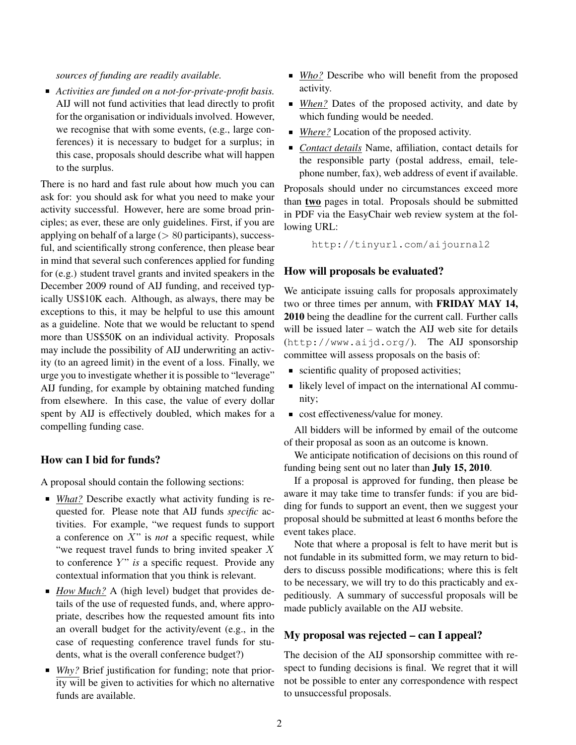*sources of funding are readily available.*

- *Activities are funded on a not-for-private-profit basis.* AIJ will not fund activities that lead directly to profit for the organisation or individuals involved. However, we recognise that with some events, (e.g., large conferences) it is necessary to budget for a surplus; in this case, proposals should describe what will happen to the surplus.

There is no hard and fast rule about how much you can ask for: you should ask for what you need to make your activity successful. However, here are some broad principles; as ever, these are only guidelines. First, if you are applying on behalf of a large ($> 80$ participants), successful, and scientifically strong conference, then please bear in mind that several such conferences applied for funding for (e.g.) student travel grants and invited speakers in the December 2009 round of AIJ funding, and received typically US$10K each. Although, as always, there may be exceptions to this, it may be helpful to use this amount as a guideline. Note that we would be reluctant to spend more than US$50K on an individual activity. Proposals may include the possibility of AIJ underwriting an activity (to an agreed limit) in the event of a loss. Finally, we urge you to investigate whether it is possible to "leverage" AIJ funding, for example by obtaining matched funding from elsewhere. In this case, the value of every dollar spent by AIJ is effectively doubled, which makes for a compelling funding case.

## How can I bid for funds?

A proposal should contain the following sections:

- ***What?*** Describe exactly what activity funding is requested for. Please note that AIJ funds *specific* activities. For example, "we request funds to support a conference on $X$" is *not* a specific request, while "we request travel funds to bring invited speaker $X$ to conference $Y$" *is* a specific request. Provide any contextual information that you think is relevant.
- ***How Much?*** A (high level) budget that provides details of the use of requested funds, and, where appropriate, describes how the requested amount fits into an overall budget for the activity/event (e.g., in the case of requesting conference travel funds for students, what is the overall conference budget?)
- ***Why?*** Brief justification for funding; note that priority will be given to activities for which no alternative funds are available.
- ***Who?*** Describe who will benefit from the proposed activity.
- ***When?*** Dates of the proposed activity, and date by which funding would be needed.
- ***Where?*** Location of the proposed activity.
- ***Contact details*** Name, affiliation, contact details for the responsible party (postal address, email, telephone number, fax), web address of event if available.

Proposals should under no circumstances exceed more than **two** pages in total. Proposals should be submitted in PDF via the EasyChair web review system at the following URL:

`http://tinyurl.com/aijournal2`

## How will proposals be evaluated?

We anticipate issuing calls for proposals approximately two or three times per annum, with **FRIDAY MAY 14, 2010** being the deadline for the current call. Further calls will be issued later – watch the AIJ web site for details (`http://www.aijd.org/`). The AIJ sponsorship committee will assess proposals on the basis of:

- scientific quality of proposed activities;
- likely level of impact on the international AI community;
- cost effectiveness/value for money.

All bidders will be informed by email of the outcome of their proposal as soon as an outcome is known.

We anticipate notification of decisions on this round of funding being sent out no later than **July 15, 2010**.

If a proposal is approved for funding, then please be aware it may take time to transfer funds: if you are bidding for funds to support an event, then we suggest your proposal should be submitted at least 6 months before the event takes place.

Note that where a proposal is felt to have merit but is not fundable in its submitted form, we may return to bidders to discuss possible modifications; where this is felt to be necessary, we will try to do this practicably and expeditiously. A summary of successful proposals will be made publicly available on the AIJ website.

## My proposal was rejected – can I appeal?

The decision of the AIJ sponsorship committee with respect to funding decisions is final. We regret that it will not be possible to enter any correspondence with respect to unsuccessful proposals.